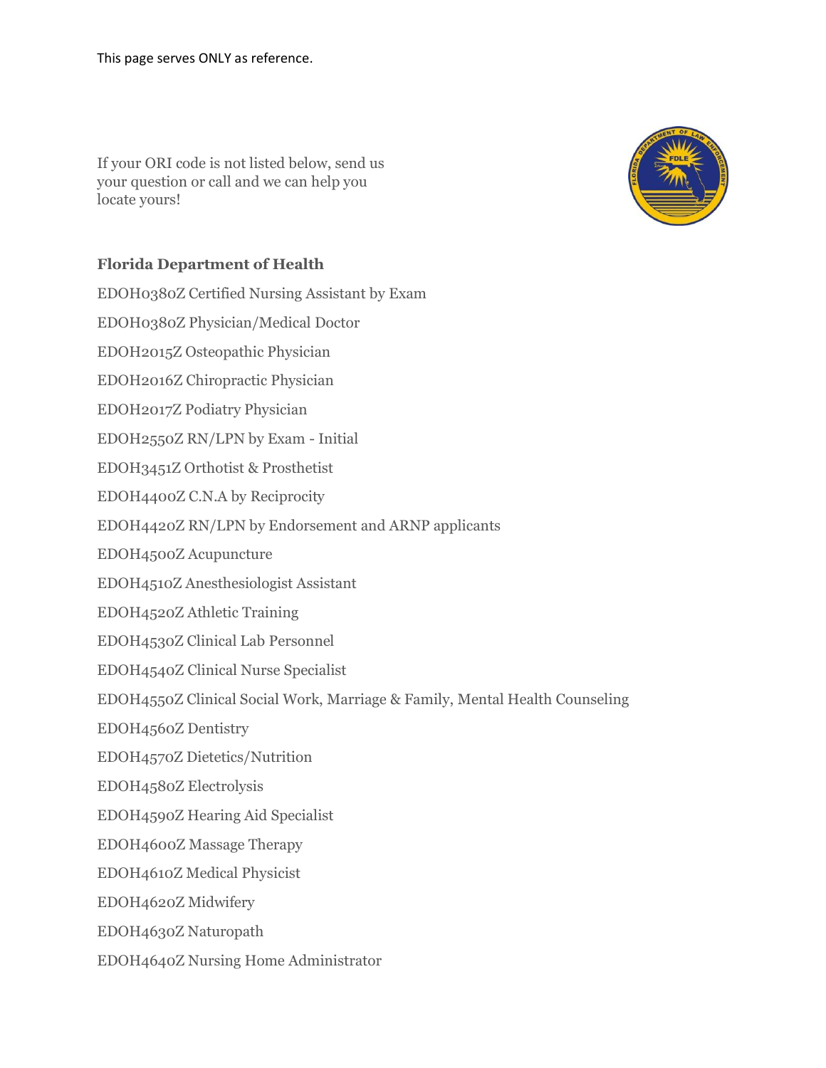This page serves ONLY as reference.

If your ORI code is not listed below, send us your question or call and we can help you locate yours!

**Florida Department of Health**

EDOH0380Z Certified Nursing Assistant by Exam

EDOH0380Z Physician/Medical Doctor

EDOH2015Z Osteopathic Physician

EDOH2016Z Chiropractic Physician

EDOH2017Z Podiatry Physician

EDOH2550Z RN/LPN by Exam - Initial

EDOH3451Z Orthotist & Prosthetist

EDOH4400Z C.N.A by Reciprocity

EDOH4420Z RN/LPN by Endorsement and ARNP applicants

EDOH4500Z Acupuncture

EDOH4510Z Anesthesiologist Assistant

EDOH4520Z Athletic Training

EDOH4530Z Clinical Lab Personnel

EDOH4540Z Clinical Nurse Specialist

EDOH4550Z Clinical Social Work, Marriage & Family, Mental Health Counseling

EDOH4560Z Dentistry

EDOH4570Z Dietetics/Nutrition

EDOH4580Z Electrolysis

EDOH4590Z Hearing Aid Specialist

EDOH4600Z Massage Therapy

EDOH4610Z Medical Physicist

EDOH4620Z Midwifery

EDOH4630Z Naturopath

EDOH4640Z Nursing Home Administrator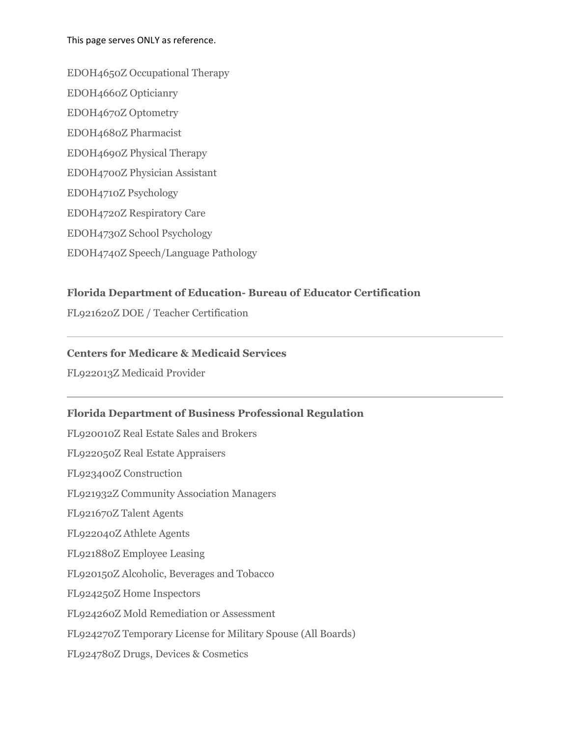This page serves ONLY as reference.

EDOH4650Z Occupational Therapy

EDOH4660Z Opticianry

EDOH4670Z Optometry

EDOH4680Z Pharmacist

EDOH4690Z Physical Therapy

EDOH4700Z Physician Assistant

EDOH4710Z Psychology

EDOH4720Z Respiratory Care

EDOH4730Z School Psychology

EDOH4740Z Speech/Language Pathology

**Florida Department of Education- Bureau of Educator Certification**

FL921620Z DOE / Teacher Certification

---

**Centers for Medicare & Medicaid Services**

FL922013Z Medicaid Provider

---

**Florida Department of Business Professional Regulation**

FL920010Z Real Estate Sales and Brokers

FL922050Z Real Estate Appraisers

FL923400Z Construction

FL921932Z Community Association Managers

FL921670Z Talent Agents

FL922040Z Athlete Agents

FL921880Z Employee Leasing

FL920150Z Alcoholic, Beverages and Tobacco

FL924250Z Home Inspectors

FL924260Z Mold Remediation or Assessment

FL924270Z Temporary License for Military Spouse (All Boards)

FL924780Z Drugs, Devices & Cosmetics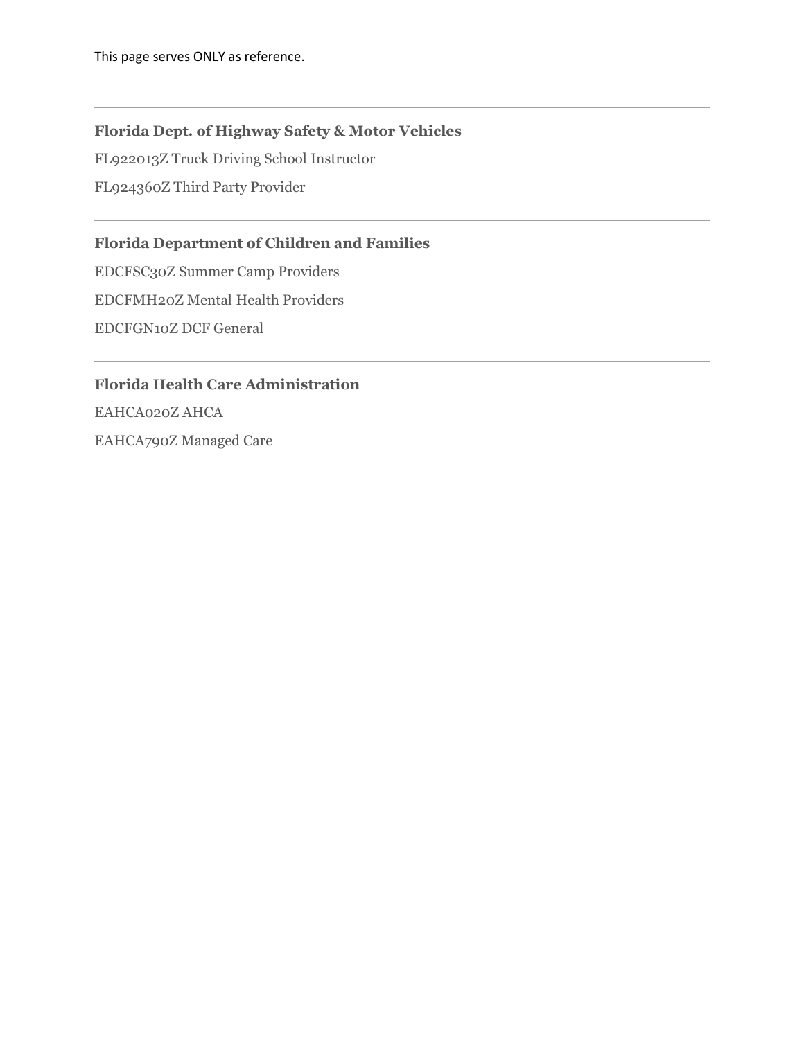This page serves ONLY as reference.

---

**Florida Dept. of Highway Safety & Motor Vehicles**

FL922013Z Truck Driving School Instructor

FL924360Z Third Party Provider

---

**Florida Department of Children and Families**

EDCFSC30Z Summer Camp Providers

EDCFMH20Z Mental Health Providers

EDCFGN10Z DCF General

---

**Florida Health Care Administration**

EAHCA020Z AHCA

EAHCA790Z Managed Care